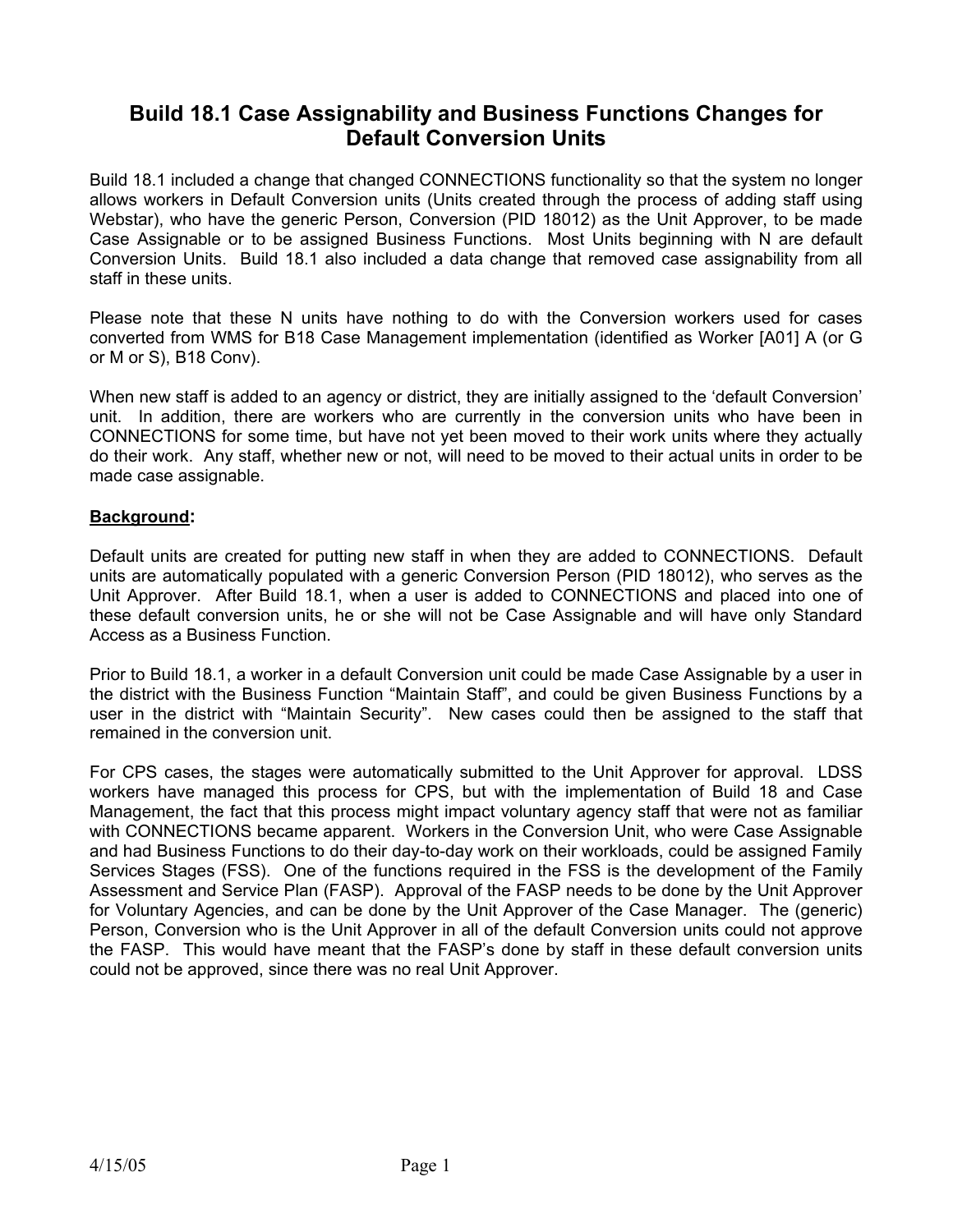# Build 18.1 Case Assignability and Business Functions Changes for Default Conversion Units

Build 18.1 included a change that changed CONNECTIONS functionality so that the system no longer allows workers in Default Conversion units (Units created through the process of adding staff using Webstar), who have the generic Person, Conversion (PID 18012) as the Unit Approver, to be made Case Assignable or to be assigned Business Functions. Most Units beginning with N are default Conversion Units. Build 18.1 also included a data change that removed case assignability from all staff in these units.

Please note that these N units have nothing to do with the Conversion workers used for cases converted from WMS for B18 Case Management implementation (identified as Worker [A01] A (or G or M or S), B18 Conv).

When new staff is added to an agency or district, they are initially assigned to the 'default Conversion' unit. In addition, there are workers who are currently in the conversion units who have been in CONNECTIONS for some time, but have not yet been moved to their work units where they actually do their work. Any staff, whether new or not, will need to be moved to their actual units in order to be made case assignable.

## **Background**:

Default units are created for putting new staff in when they are added to CONNECTIONS. Default units are automatically populated with a generic Conversion Person (PID 18012), who serves as the Unit Approver. After Build 18.1, when a user is added to CONNECTIONS and placed into one of these default conversion units, he or she will not be Case Assignable and will have only Standard Access as a Business Function.

Prior to Build 18.1, a worker in a default Conversion unit could be made Case Assignable by a user in the district with the Business Function "Maintain Staff", and could be given Business Functions by a user in the district with "Maintain Security". New cases could then be assigned to the staff that remained in the conversion unit.

For CPS cases, the stages were automatically submitted to the Unit Approver for approval. LDSS workers have managed this process for CPS, but with the implementation of Build 18 and Case Management, the fact that this process might impact voluntary agency staff that were not as familiar with CONNECTIONS became apparent. Workers in the Conversion Unit, who were Case Assignable and had Business Functions to do their day-to-day work on their workloads, could be assigned Family Services Stages (FSS). One of the functions required in the FSS is the development of the Family Assessment and Service Plan (FASP). Approval of the FASP needs to be done by the Unit Approver for Voluntary Agencies, and can be done by the Unit Approver of the Case Manager. The (generic) Person, Conversion who is the Unit Approver in all of the default Conversion units could not approve the FASP. This would have meant that the FASP's done by staff in these default conversion units could not be approved, since there was no real Unit Approver.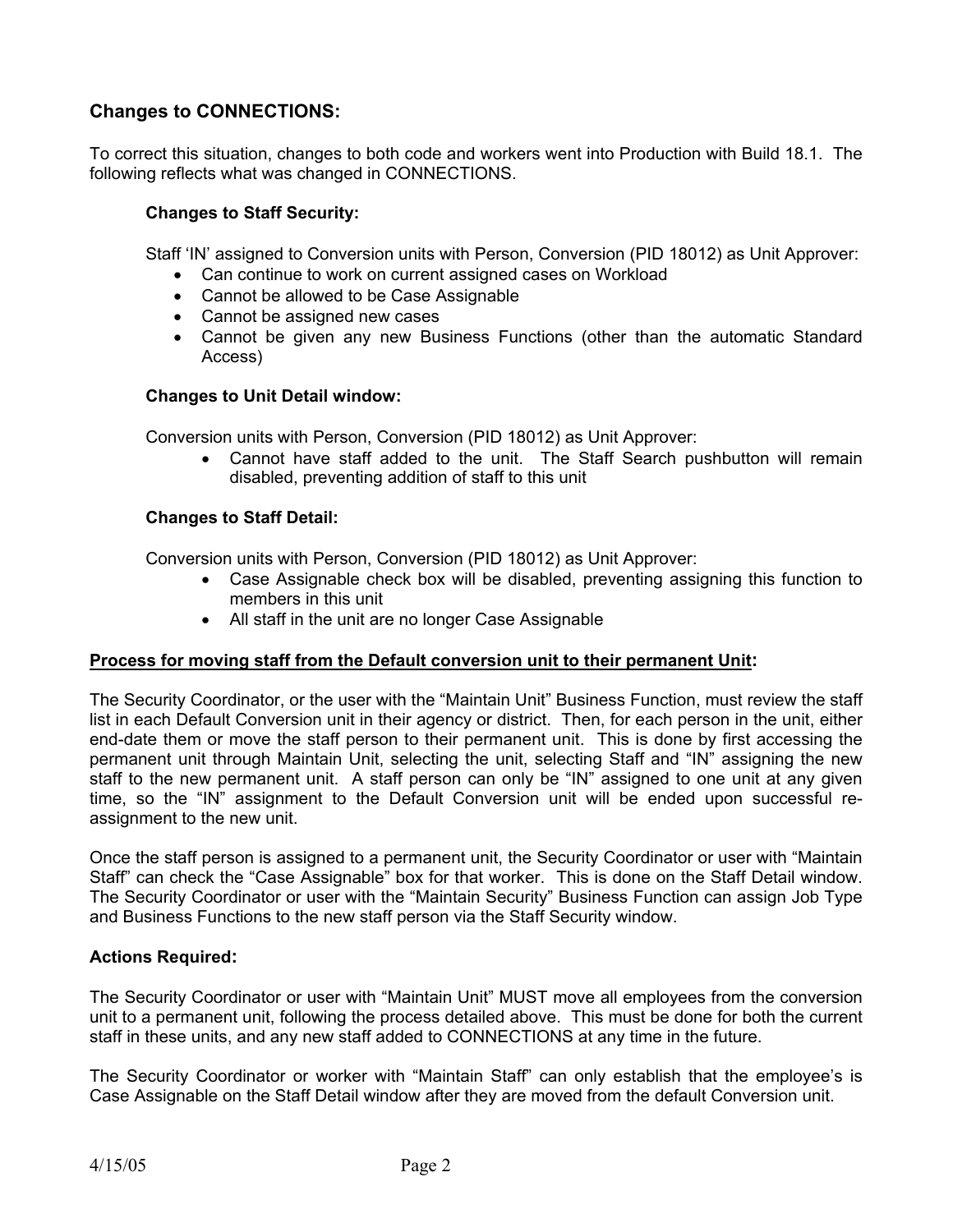## Changes to CONNECTIONS:

To correct this situation, changes to both code and workers went into Production with Build 18.1. The following reflects what was changed in CONNECTIONS.

### Changes to Staff Security:

Staff 'IN' assigned to Conversion units with Person, Conversion (PID 18012) as Unit Approver:

- Can continue to work on current assigned cases on Workload
- Cannot be allowed to be Case Assignable
- Cannot be assigned new cases
- Cannot be given any new Business Functions (other than the automatic Standard Access)

### Changes to Unit Detail window:

Conversion units with Person, Conversion (PID 18012) as Unit Approver:

- Cannot have staff added to the unit. The Staff Search pushbutton will remain disabled, preventing addition of staff to this unit

### Changes to Staff Detail:

Conversion units with Person, Conversion (PID 18012) as Unit Approver:

- Case Assignable check box will be disabled, preventing assigning this function to members in this unit
- All staff in the unit are no longer Case Assignable

**<u>Process for moving staff from the Default conversion unit to their permanent Unit</u>:**

The Security Coordinator, or the user with the "Maintain Unit" Business Function, must review the staff list in each Default Conversion unit in their agency or district. Then, for each person in the unit, either end-date them or move the staff person to their permanent unit. This is done by first accessing the permanent unit through Maintain Unit, selecting the unit, selecting Staff and "IN" assigning the new staff to the new permanent unit. A staff person can only be "IN" assigned to one unit at any given time, so the "IN" assignment to the Default Conversion unit will be ended upon successful re-assignment to the new unit.

Once the staff person is assigned to a permanent unit, the Security Coordinator or user with "Maintain Staff" can check the "Case Assignable" box for that worker. This is done on the Staff Detail window. The Security Coordinator or user with the "Maintain Security" Business Function can assign Job Type and Business Functions to the new staff person via the Staff Security window.

### Actions Required:

The Security Coordinator or user with "Maintain Unit" MUST move all employees from the conversion unit to a permanent unit, following the process detailed above. This must be done for both the current staff in these units, and any new staff added to CONNECTIONS at any time in the future.

The Security Coordinator or worker with "Maintain Staff" can only establish that the employee's is Case Assignable on the Staff Detail window after they are moved from the default Conversion unit.

4/15/05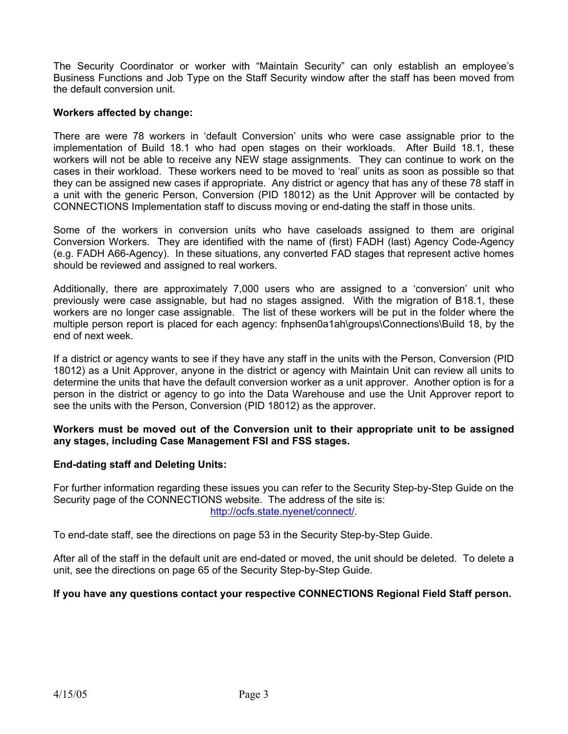The Security Coordinator or worker with "Maintain Security" can only establish an employee's Business Functions and Job Type on the Staff Security window after the staff has been moved from the default conversion unit.

**Workers affected by change:**

There are were 78 workers in 'default Conversion' units who were case assignable prior to the implementation of Build 18.1 who had open stages on their workloads. After Build 18.1, these workers will not be able to receive any NEW stage assignments. They can continue to work on the cases in their workload. These workers need to be moved to 'real' units as soon as possible so that they can be assigned new cases if appropriate. Any district or agency that has any of these 78 staff in a unit with the generic Person, Conversion (PID 18012) as the Unit Approver will be contacted by CONNECTIONS Implementation staff to discuss moving or end-dating the staff in those units.

Some of the workers in conversion units who have caseloads assigned to them are original Conversion Workers. They are identified with the name of (first) FADH (last) Agency Code-Agency (e.g. FADH A66-Agency). In these situations, any converted FAD stages that represent active homes should be reviewed and assigned to real workers.

Additionally, there are approximately 7,000 users who are assigned to a 'conversion' unit who previously were case assignable, but had no stages assigned. With the migration of B18.1, these workers are no longer case assignable. The list of these workers will be put in the folder where the multiple person report is placed for each agency: fnphsen0a1ah\groups\Connections\Build 18, by the end of next week.

If a district or agency wants to see if they have any staff in the units with the Person, Conversion (PID 18012) as a Unit Approver, anyone in the district or agency with Maintain Unit can review all units to determine the units that have the default conversion worker as a unit approver. Another option is for a person in the district or agency to go into the Data Warehouse and use the Unit Approver report to see the units with the Person, Conversion (PID 18012) as the approver.

**Workers must be moved out of the Conversion unit to their appropriate unit to be assigned any stages, including Case Management FSI and FSS stages.**

**End-dating staff and Deleting Units:**

For further information regarding these issues you can refer to the Security Step-by-Step Guide on the Security page of the CONNECTIONS website. The address of the site is: http://ocfs.state.nyenet/connect/.

To end-date staff, see the directions on page 53 in the Security Step-by-Step Guide.

After all of the staff in the default unit are end-dated or moved, the unit should be deleted. To delete a unit, see the directions on page 65 of the Security Step-by-Step Guide.

**If you have any questions contact your respective CONNECTIONS Regional Field Staff person.**

4/15/05